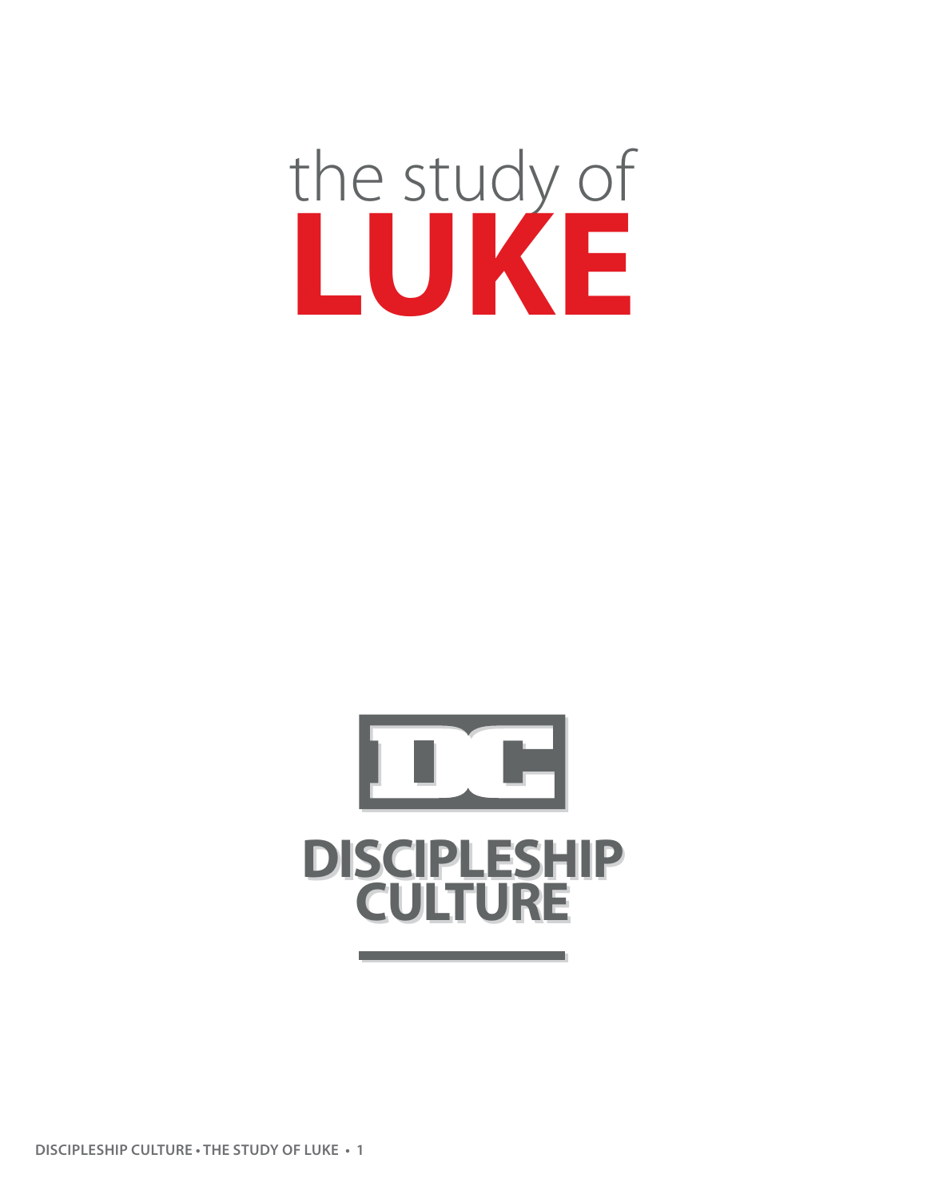# the study of LUKE

DISCIPLESHIP CULTURE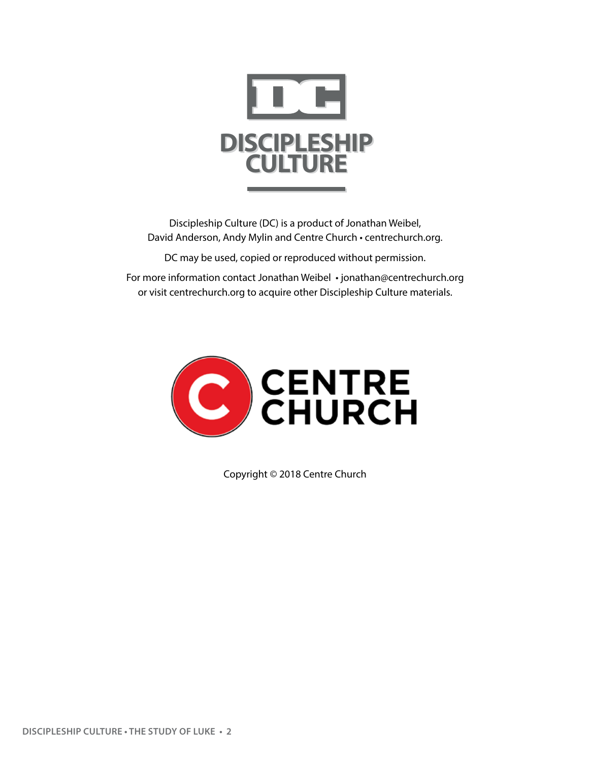DISCIPLESHIP CULTURE

Discipleship Culture (DC) is a product of Jonathan Weibel, David Anderson, Andy Mylin and Centre Church • centrechurch.org.

DC may be used, copied or reproduced without permission.

For more information contact Jonathan Weibel • jonathan@centrechurch.org or visit centrechurch.org to acquire other Discipleship Culture materials.

CENTRE CHURCH

Copyright © 2018 Centre Church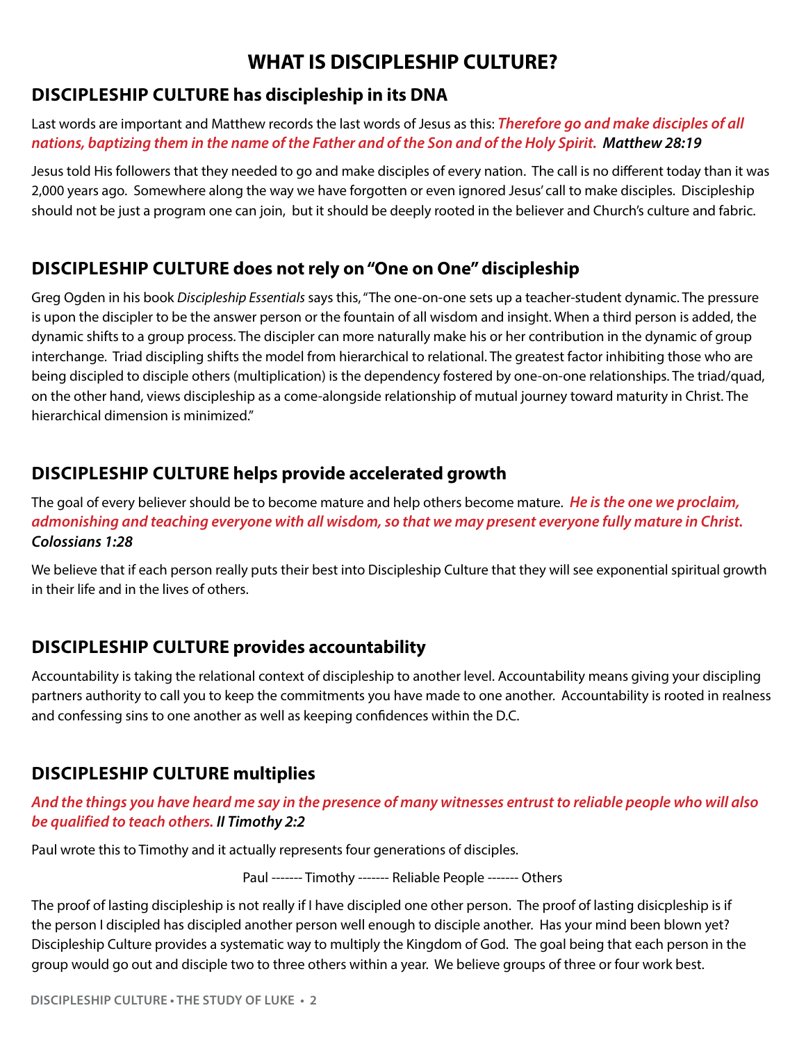# WHAT IS DISCIPLESHIP CULTURE?

## DISCIPLESHIP CULTURE has discipleship in its DNA

Last words are important and Matthew records the last words of Jesus as this: ***Therefore go and make disciples of all nations, baptizing them in the name of the Father and of the Son and of the Holy Spirit. Matthew 28:19***

Jesus told His followers that they needed to go and make disciples of every nation. The call is no different today than it was 2,000 years ago. Somewhere along the way we have forgotten or even ignored Jesus' call to make disciples. Discipleship should not be just a program one can join, but it should be deeply rooted in the believer and Church's culture and fabric.

## DISCIPLESHIP CULTURE does not rely on "One on One" discipleship

Greg Ogden in his book *Discipleship Essentials* says this, "The one-on-one sets up a teacher-student dynamic. The pressure is upon the discipler to be the answer person or the fountain of all wisdom and insight. When a third person is added, the dynamic shifts to a group process. The discipler can more naturally make his or her contribution in the dynamic of group interchange. Triad discipling shifts the model from hierarchical to relational. The greatest factor inhibiting those who are being discipled to disciple others (multiplication) is the dependency fostered by one-on-one relationships. The triad/quad, on the other hand, views discipleship as a come-alongside relationship of mutual journey toward maturity in Christ. The hierarchical dimension is minimized."

## DISCIPLESHIP CULTURE helps provide accelerated growth

The goal of every believer should be to become mature and help others become mature. ***He is the one we proclaim, admonishing and teaching everyone with all wisdom, so that we may present everyone fully mature in Christ. Colossians 1:28***

We believe that if each person really puts their best into Discipleship Culture that they will see exponential spiritual growth in their life and in the lives of others.

## DISCIPLESHIP CULTURE provides accountability

Accountability is taking the relational context of discipleship to another level. Accountability means giving your discipling partners authority to call you to keep the commitments you have made to one another. Accountability is rooted in realness and confessing sins to one another as well as keeping confidences within the D.C.

## DISCIPLESHIP CULTURE multiplies

***And the things you have heard me say in the presence of many witnesses entrust to reliable people who will also be qualified to teach others. II Timothy 2:2***

Paul wrote this to Timothy and it actually represents four generations of disciples.

Paul ------- Timothy ------- Reliable People ------- Others

The proof of lasting discipleship is not really if I have discipled one other person. The proof of lasting disicpleship is if the person I discipled has discipled another person well enough to disciple another. Has your mind been blown yet? Discipleship Culture provides a systematic way to multiply the Kingdom of God. The goal being that each person in the group would go out and disciple two to three others within a year. We believe groups of three or four work best.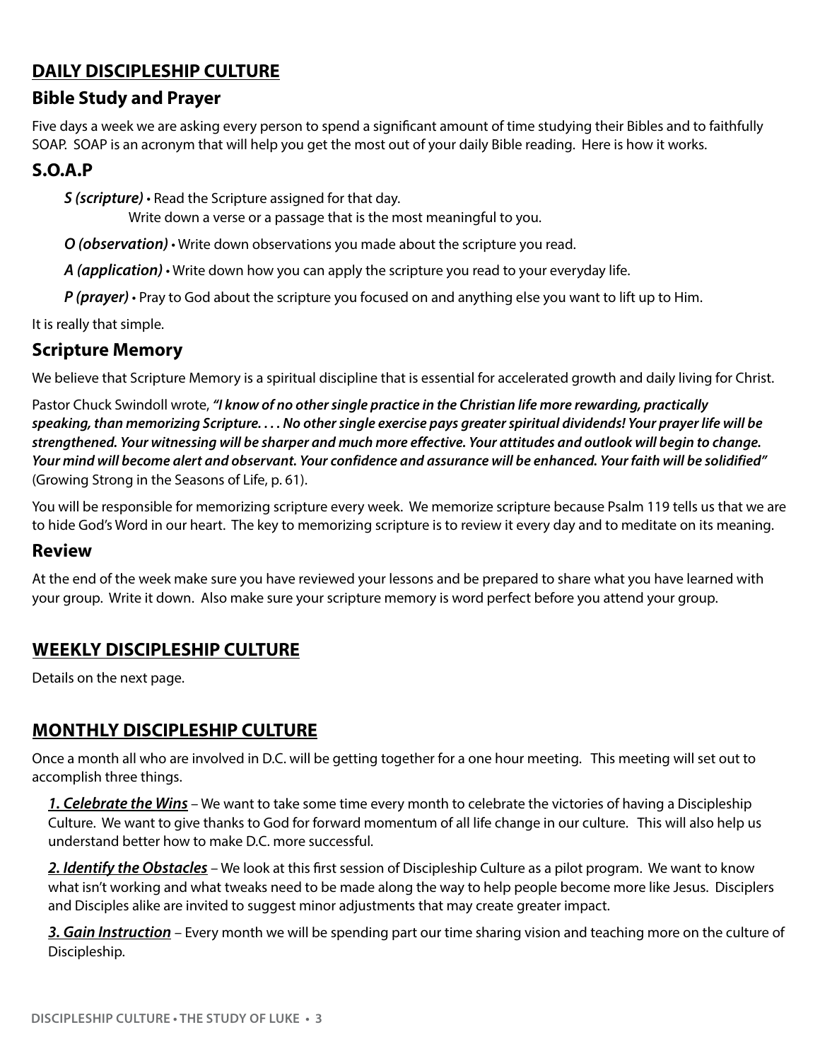## DAILY DISCIPLESHIP CULTURE

### Bible Study and Prayer

Five days a week we are asking every person to spend a significant amount of time studying their Bibles and to faithfully SOAP. SOAP is an acronym that will help you get the most out of your daily Bible reading. Here is how it works.

### S.O.A.P

***S (scripture)*** • Read the Scripture assigned for that day.
Write down a verse or a passage that is the most meaningful to you.

***O (observation)*** • Write down observations you made about the scripture you read.

***A (application)*** • Write down how you can apply the scripture you read to your everyday life.

***P (prayer)*** • Pray to God about the scripture you focused on and anything else you want to lift up to Him.

It is really that simple.

### Scripture Memory

We believe that Scripture Memory is a spiritual discipline that is essential for accelerated growth and daily living for Christ.

Pastor Chuck Swindoll wrote, ***"I know of no other single practice in the Christian life more rewarding, practically speaking, than memorizing Scripture. . . . No other single exercise pays greater spiritual dividends! Your prayer life will be strengthened. Your witnessing will be sharper and much more effective. Your attitudes and outlook will begin to change. Your mind will become alert and observant. Your confidence and assurance will be enhanced. Your faith will be solidified"*** (Growing Strong in the Seasons of Life, p. 61).

You will be responsible for memorizing scripture every week. We memorize scripture because Psalm 119 tells us that we are to hide God's Word in our heart. The key to memorizing scripture is to review it every day and to meditate on its meaning.

### Review

At the end of the week make sure you have reviewed your lessons and be prepared to share what you have learned with your group. Write it down. Also make sure your scripture memory is word perfect before you attend your group.

## WEEKLY DISCIPLESHIP CULTURE

Details on the next page.

## MONTHLY DISCIPLESHIP CULTURE

Once a month all who are involved in D.C. will be getting together for a one hour meeting. This meeting will set out to accomplish three things.

***1. Celebrate the Wins*** – We want to take some time every month to celebrate the victories of having a Discipleship Culture. We want to give thanks to God for forward momentum of all life change in our culture. This will also help us understand better how to make D.C. more successful.

***2. Identify the Obstacles*** – We look at this first session of Discipleship Culture as a pilot program. We want to know what isn't working and what tweaks need to be made along the way to help people become more like Jesus. Disciplers and Disciples alike are invited to suggest minor adjustments that may create greater impact.

***3. Gain Instruction*** – Every month we will be spending part our time sharing vision and teaching more on the culture of Discipleship.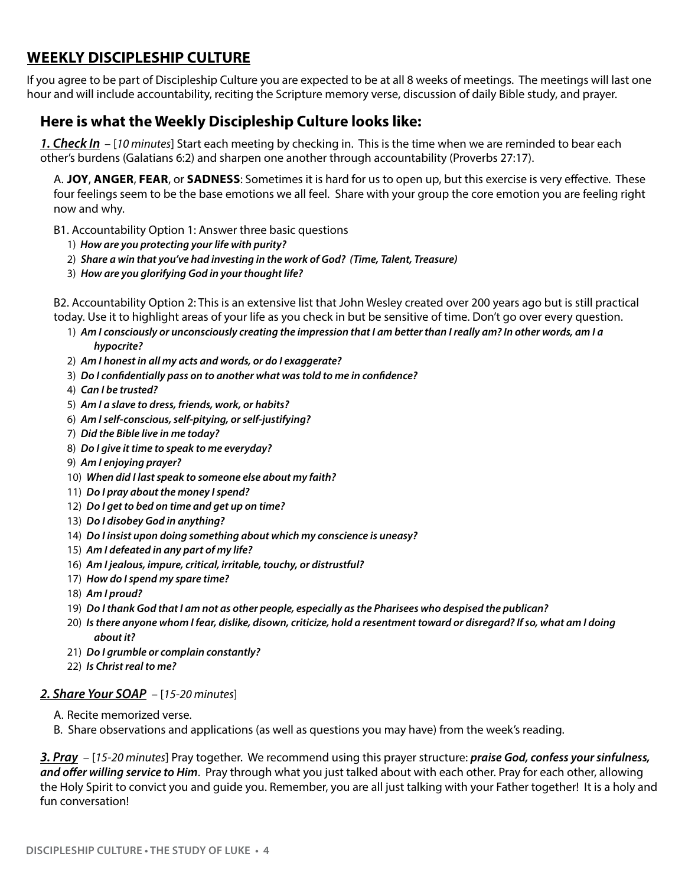## WEEKLY DISCIPLESHIP CULTURE

If you agree to be part of Discipleship Culture you are expected to be at all 8 weeks of meetings. The meetings will last one hour and will include accountability, reciting the Scripture memory verse, discussion of daily Bible study, and prayer.

### Here is what the Weekly Discipleship Culture looks like:

***1. Check In*** – [*10 minutes*] Start each meeting by checking in. This is the time when we are reminded to bear each other's burdens (Galatians 6:2) and sharpen one another through accountability (Proverbs 27:17).

A. **JOY**, **ANGER**, **FEAR**, or **SADNESS**: Sometimes it is hard for us to open up, but this exercise is very effective. These four feelings seem to be the base emotions we all feel. Share with your group the core emotion you are feeling right now and why.

B1. Accountability Option 1: Answer three basic questions

1) ***How are you protecting your life with purity?***
2) ***Share a win that you've had investing in the work of God? (Time, Talent, Treasure)***
3) ***How are you glorifying God in your thought life?***

B2. Accountability Option 2: This is an extensive list that John Wesley created over 200 years ago but is still practical today. Use it to highlight areas of your life as you check in but be sensitive of time. Don't go over every question.

1) ***Am I consciously or unconsciously creating the impression that I am better than I really am? In other words, am I a hypocrite?***
2) ***Am I honest in all my acts and words, or do I exaggerate?***
3) ***Do I confidentially pass on to another what was told to me in confidence?***
4) ***Can I be trusted?***
5) ***Am I a slave to dress, friends, work, or habits?***
6) ***Am I self-conscious, self-pitying, or self-justifying?***
7) ***Did the Bible live in me today?***
8) ***Do I give it time to speak to me everyday?***
9) ***Am I enjoying prayer?***
10) ***When did I last speak to someone else about my faith?***
11) ***Do I pray about the money I spend?***
12) ***Do I get to bed on time and get up on time?***
13) ***Do I disobey God in anything?***
14) ***Do I insist upon doing something about which my conscience is uneasy?***
15) ***Am I defeated in any part of my life?***
16) ***Am I jealous, impure, critical, irritable, touchy, or distrustful?***
17) ***How do I spend my spare time?***
18) ***Am I proud?***
19) ***Do I thank God that I am not as other people, especially as the Pharisees who despised the publican?***
20) ***Is there anyone whom I fear, dislike, disown, criticize, hold a resentment toward or disregard? If so, what am I doing about it?***
21) ***Do I grumble or complain constantly?***
22) ***Is Christ real to me?***

***2. Share Your SOAP*** – [*15-20 minutes*]

A. Recite memorized verse.

B. Share observations and applications (as well as questions you may have) from the week's reading.

***3. Pray*** – [*15-20 minutes*] Pray together. We recommend using this prayer structure: ***praise God, confess your sinfulness, and offer willing service to Him***. Pray through what you just talked about with each other. Pray for each other, allowing the Holy Spirit to convict you and guide you. Remember, you are all just talking with your Father together! It is a holy and fun conversation!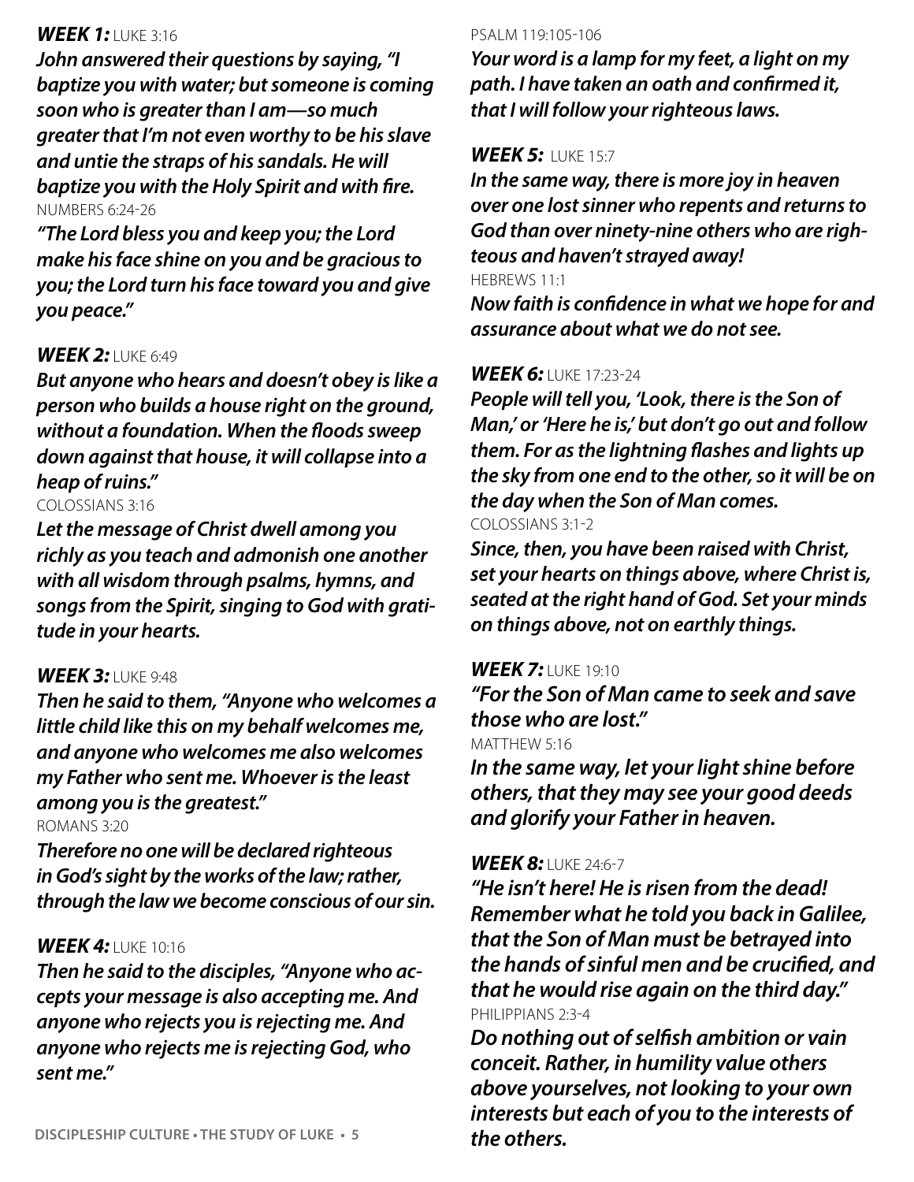***WEEK 1:*** LUKE 3:16

***John answered their questions by saying, "I baptize you with water; but someone is coming soon who is greater than I am—so much greater that I'm not even worthy to be his slave and untie the straps of his sandals. He will baptize you with the Holy Spirit and with fire.***

NUMBERS 6:24-26

***"The Lord bless you and keep you; the Lord make his face shine on you and be gracious to you; the Lord turn his face toward you and give you peace."***

***WEEK 2:*** LUKE 6:49

***But anyone who hears and doesn't obey is like a person who builds a house right on the ground, without a foundation. When the floods sweep down against that house, it will collapse into a heap of ruins."***

COLOSSIANS 3:16

***Let the message of Christ dwell among you richly as you teach and admonish one another with all wisdom through psalms, hymns, and songs from the Spirit, singing to God with gratitude in your hearts.***

***WEEK 3:*** LUKE 9:48

***Then he said to them, "Anyone who welcomes a little child like this on my behalf welcomes me, and anyone who welcomes me also welcomes my Father who sent me. Whoever is the least among you is the greatest."***

ROMANS 3:20

***Therefore no one will be declared righteous in God's sight by the works of the law; rather, through the law we become conscious of our sin.***

***WEEK 4:*** LUKE 10:16

***Then he said to the disciples, "Anyone who accepts your message is also accepting me. And anyone who rejects you is rejecting me. And anyone who rejects me is rejecting God, who sent me."***

PSALM 119:105-106

***Your word is a lamp for my feet, a light on my path. I have taken an oath and confirmed it, that I will follow your righteous laws.***

***WEEK 5:*** LUKE 15:7

***In the same way, there is more joy in heaven over one lost sinner who repents and returns to God than over ninety-nine others who are righteous and haven't strayed away!***

HEBREWS 11:1

***Now faith is confidence in what we hope for and assurance about what we do not see.***

***WEEK 6:*** LUKE 17:23-24

***People will tell you, 'Look, there is the Son of Man,' or 'Here he is,' but don't go out and follow them. For as the lightning flashes and lights up the sky from one end to the other, so it will be on the day when the Son of Man comes.***

COLOSSIANS 3:1-2

***Since, then, you have been raised with Christ, set your hearts on things above, where Christ is, seated at the right hand of God. Set your minds on things above, not on earthly things.***

***WEEK 7:*** LUKE 19:10

***"For the Son of Man came to seek and save those who are lost."***

MATTHEW 5:16

***In the same way, let your light shine before others, that they may see your good deeds and glorify your Father in heaven.***

***WEEK 8:*** LUKE 24:6-7

***"He isn't here! He is risen from the dead! Remember what he told you back in Galilee, that the Son of Man must be betrayed into the hands of sinful men and be crucified, and that he would rise again on the third day."***

PHILIPPIANS 2:3-4

***Do nothing out of selfish ambition or vain conceit. Rather, in humility value others above yourselves, not looking to your own interests but each of you to the interests of the others.***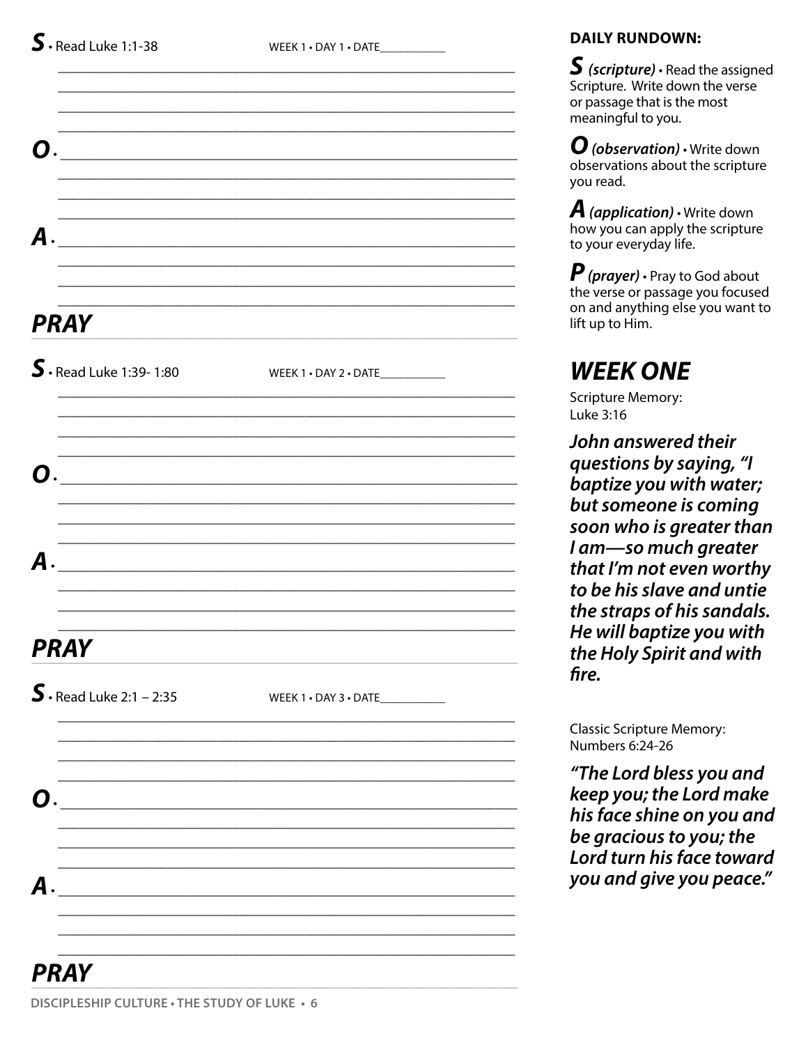**S** • Read Luke 1:1-38 WEEK 1 • DAY 1 • DATE__________

**O** •

**A** •

## PRAY

**S** • Read Luke 1:39- 1:80 WEEK 1 • DAY 2 • DATE__________

**O** •

**A** •

## PRAY

**S** • Read Luke 2:1 – 2:35 WEEK 1 • DAY 3 • DATE__________

**O** •

**A** •

## PRAY

**DAILY RUNDOWN:**

***S*** ***(scripture)*** • Read the assigned Scripture. Write down the verse or passage that is the most meaningful to you.

***O*** ***(observation)*** • Write down observations about the scripture you read.

***A*** ***(application)*** • Write down how you can apply the scripture to your everyday life.

***P*** ***(prayer)*** • Pray to God about the verse or passage you focused on and anything else you want to lift up to Him.

## WEEK ONE

Scripture Memory:
Luke 3:16

***John answered their questions by saying, "I baptize you with water; but someone is coming soon who is greater than I am—so much greater that I'm not even worthy to be his slave and untie the straps of his sandals. He will baptize you with the Holy Spirit and with fire.***

Classic Scripture Memory:
Numbers 6:24-26

***"The Lord bless you and keep you; the Lord make his face shine on you and be gracious to you; the Lord turn his face toward you and give you peace."***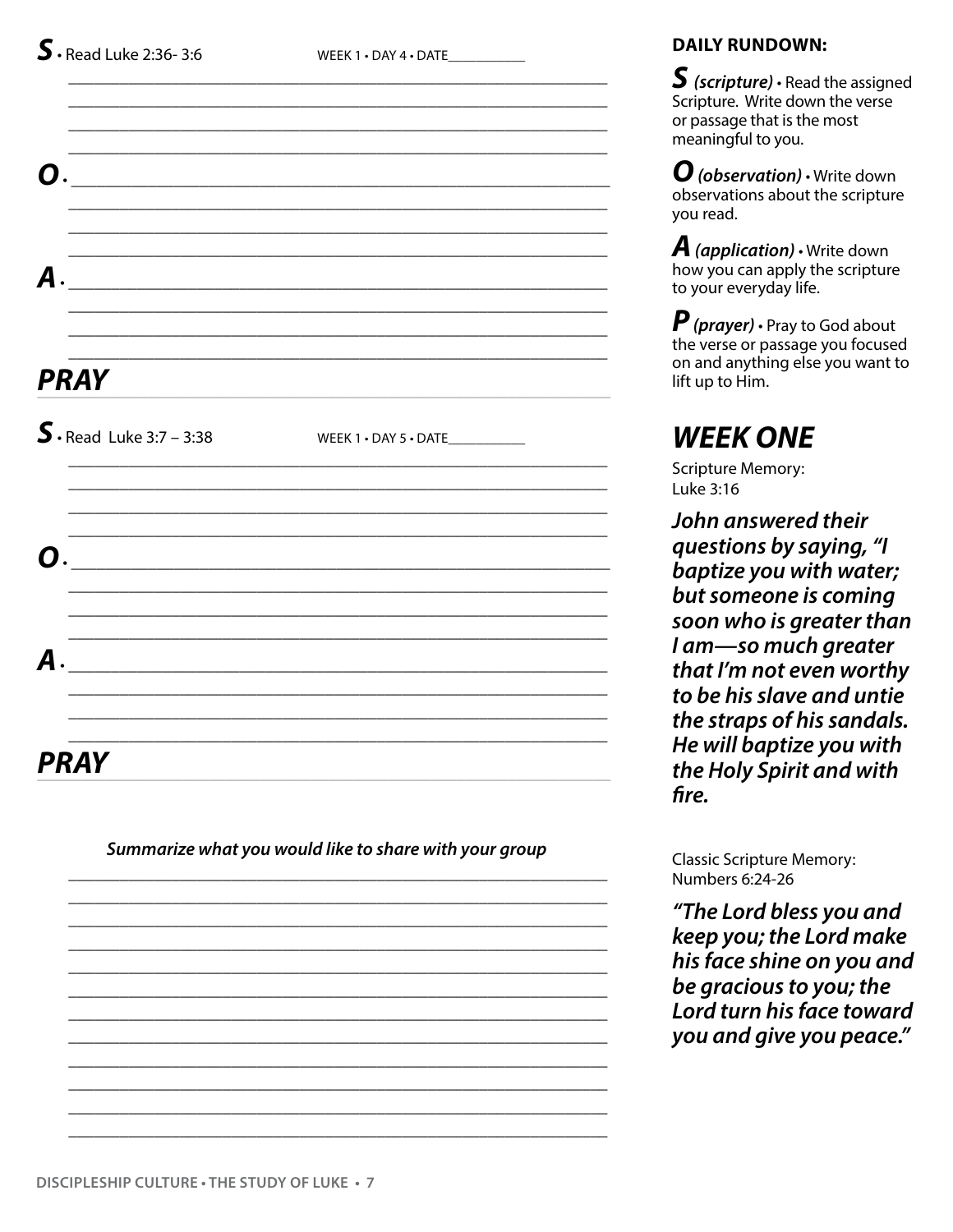**S** • Read Luke 2:36- 3:6 WEEK 1 • DAY 4 • DATE___________

**O** •

**A** •

## PRAY

**S** • Read Luke 3:7 – 3:38 WEEK 1 • DAY 5 • DATE___________

**O** •

**A** •

## PRAY

***Summarize what you would like to share with your group***

**DAILY RUNDOWN:**

***S*** ***(scripture)*** • Read the assigned Scripture. Write down the verse or passage that is the most meaningful to you.

***O*** ***(observation)*** • Write down observations about the scripture you read.

***A*** ***(application)*** • Write down how you can apply the scripture to your everyday life.

***P*** ***(prayer)*** • Pray to God about the verse or passage you focused on and anything else you want to lift up to Him.

## *WEEK ONE*

Scripture Memory:
Luke 3:16

***John answered their questions by saying, "I baptize you with water; but someone is coming soon who is greater than I am—so much greater that I'm not even worthy to be his slave and untie the straps of his sandals. He will baptize you with the Holy Spirit and with fire.***

Classic Scripture Memory:
Numbers 6:24-26

***"The Lord bless you and keep you; the Lord make his face shine on you and be gracious to you; the Lord turn his face toward you and give you peace."***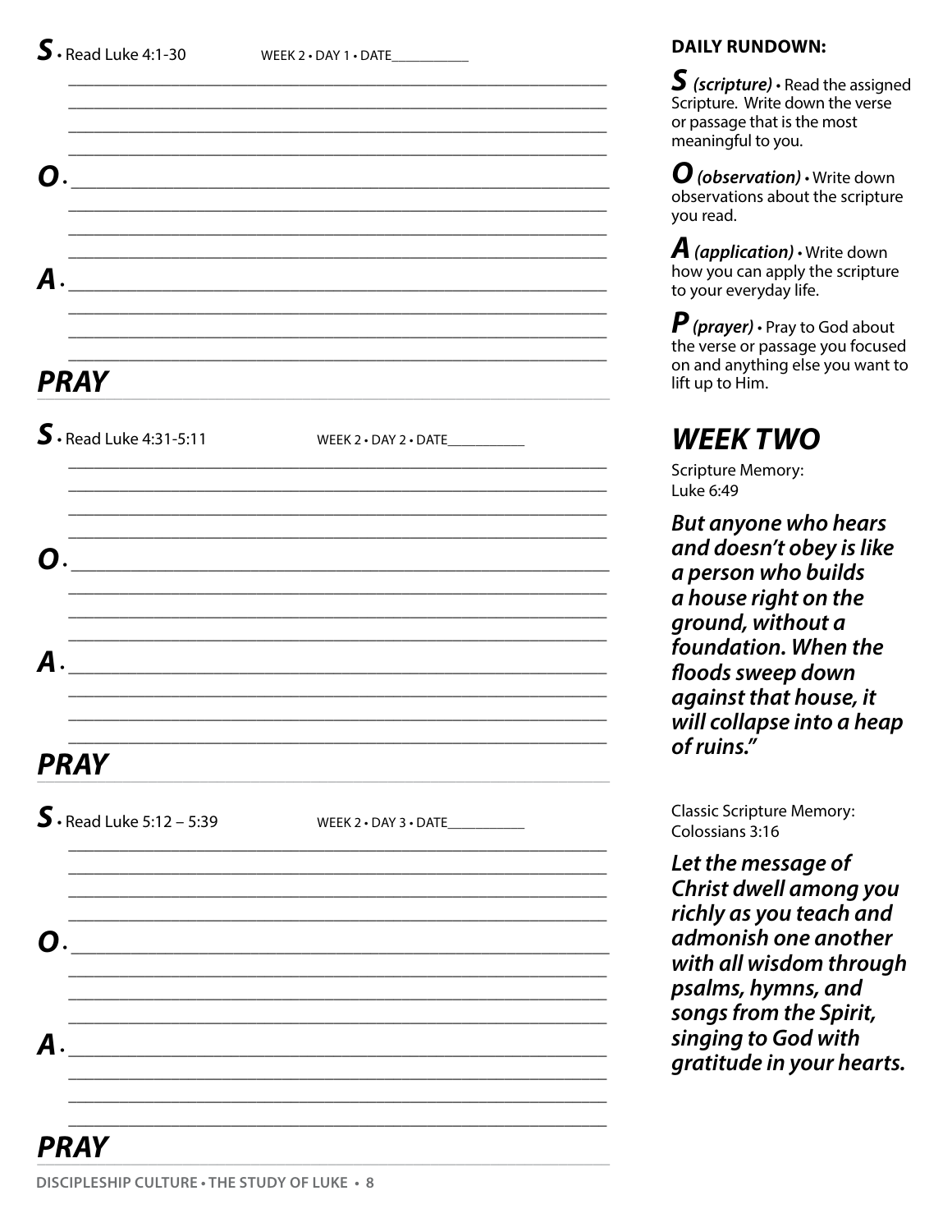**S** • Read Luke 4:1-30 WEEK 2 • DAY 1 • DATE__________

**O** •

**A** •

## PRAY

**S** • Read Luke 4:31-5:11 WEEK 2 • DAY 2 • DATE__________

**O** •

**A** •

## PRAY

**S** • Read Luke 5:12 – 5:39 WEEK 2 • DAY 3 • DATE__________

**O** •

**A** •

## PRAY

**DAILY RUNDOWN:**

***S*** ***(scripture)*** • Read the assigned Scripture. Write down the verse or passage that is the most meaningful to you.

***O*** ***(observation)*** • Write down observations about the scripture you read.

***A*** ***(application)*** • Write down how you can apply the scripture to your everyday life.

***P*** ***(prayer)*** • Pray to God about the verse or passage you focused on and anything else you want to lift up to Him.

## WEEK TWO

Scripture Memory:
Luke 6:49

***But anyone who hears and doesn't obey is like a person who builds a house right on the ground, without a foundation. When the floods sweep down against that house, it will collapse into a heap of ruins."***

Classic Scripture Memory:
Colossians 3:16

***Let the message of Christ dwell among you richly as you teach and admonish one another with all wisdom through psalms, hymns, and songs from the Spirit, singing to God with gratitude in your hearts.***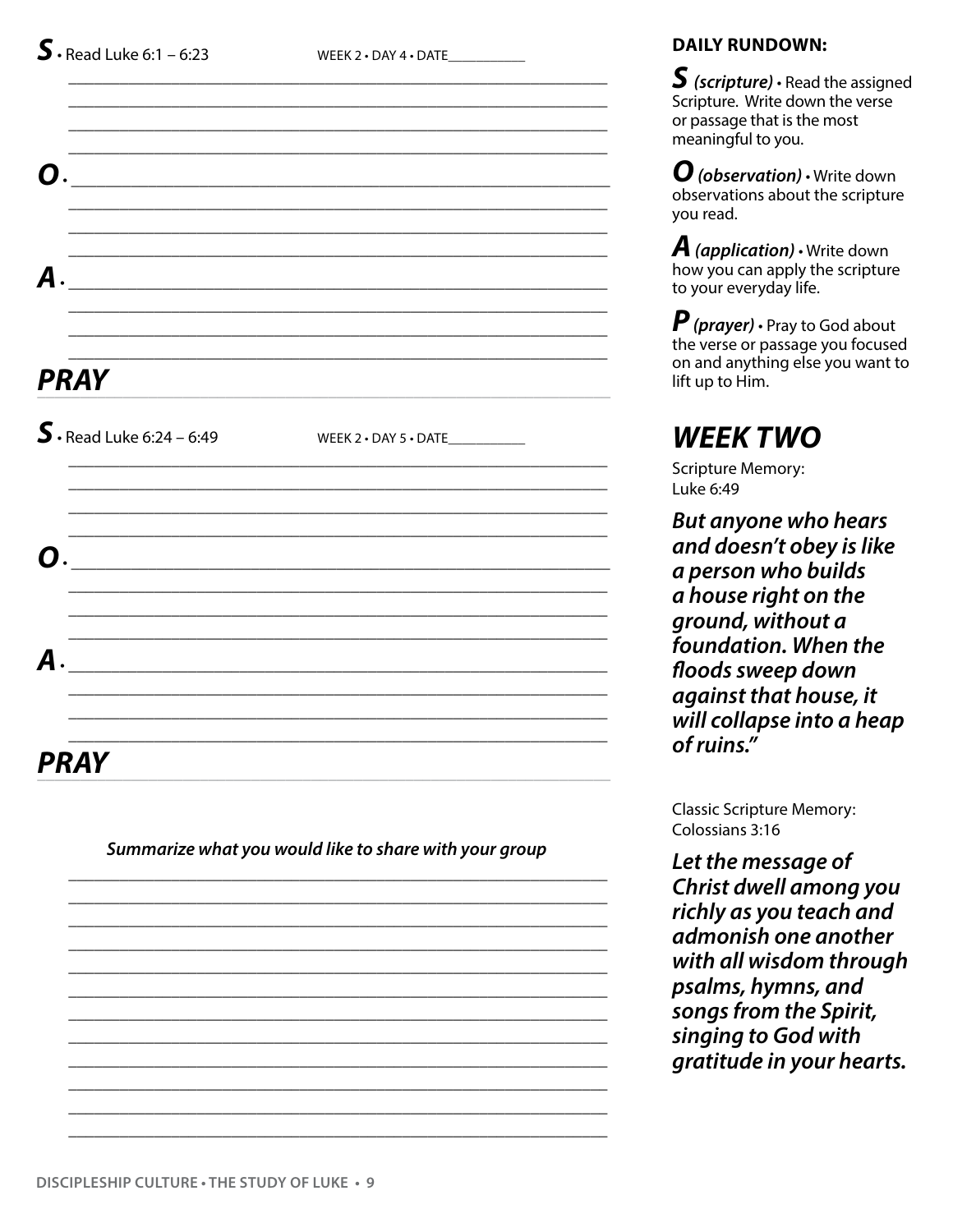**S** • Read Luke 6:1 – 6:23 WEEK 2 • DAY 4 • DATE___________

**O** •

**A** •

## PRAY

**S** • Read Luke 6:24 – 6:49 WEEK 2 • DAY 5 • DATE___________

**O** •

**A** •

## PRAY

***Summarize what you would like to share with your group***

**DAILY RUNDOWN:**

***S*** ***(scripture)*** • Read the assigned Scripture. Write down the verse or passage that is the most meaningful to you.

***O*** ***(observation)*** • Write down observations about the scripture you read.

***A*** ***(application)*** • Write down how you can apply the scripture to your everyday life.

***P*** ***(prayer)*** • Pray to God about the verse or passage you focused on and anything else you want to lift up to Him.

## *WEEK TWO*

Scripture Memory:
Luke 6:49

***But anyone who hears and doesn't obey is like a person who builds a house right on the ground, without a foundation. When the floods sweep down against that house, it will collapse into a heap of ruins."***

Classic Scripture Memory:
Colossians 3:16

***Let the message of Christ dwell among you richly as you teach and admonish one another with all wisdom through psalms, hymns, and songs from the Spirit, singing to God with gratitude in your hearts.***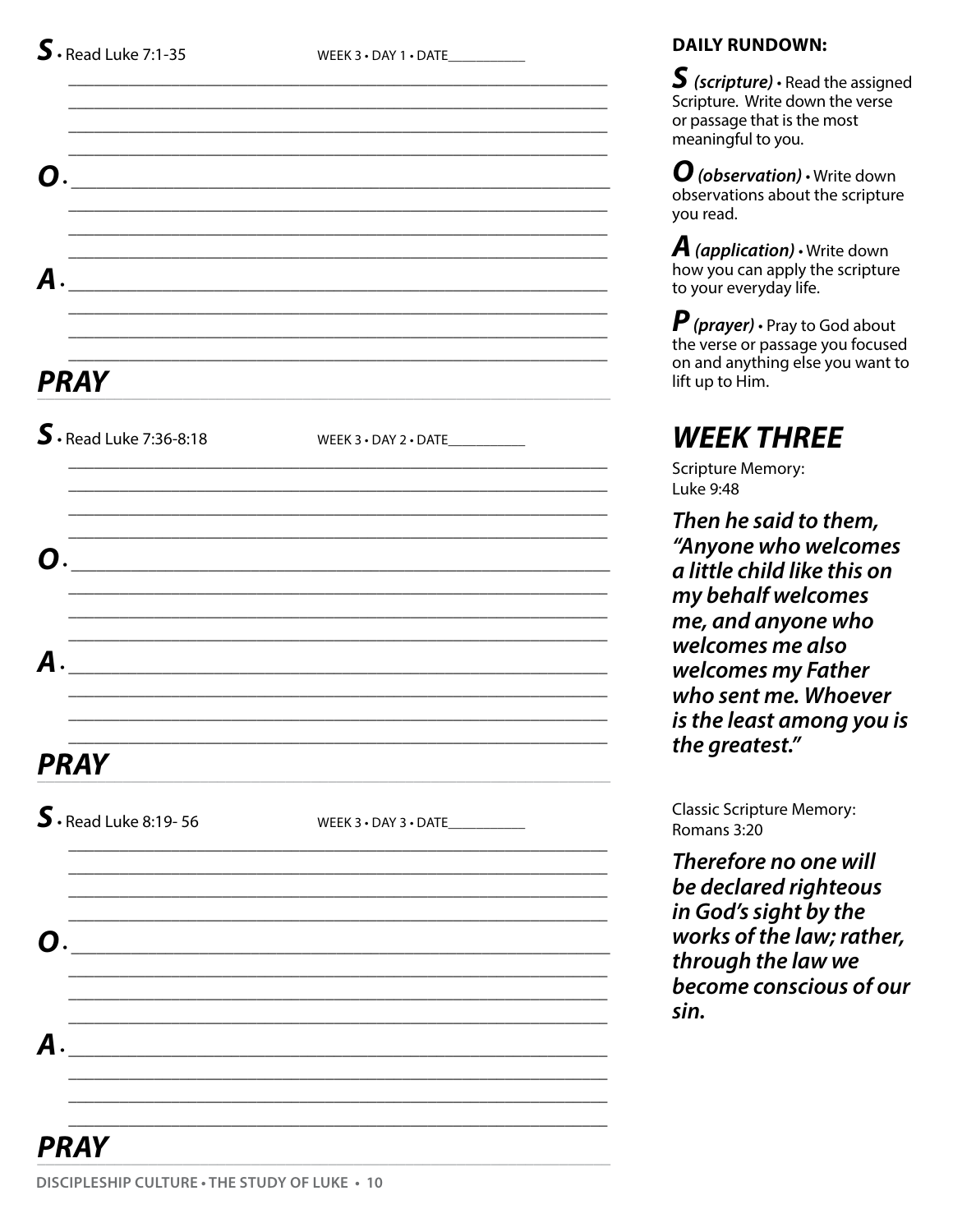**S** • Read Luke 7:1-35 WEEK 3 • DAY 1 • DATE__________

**O** •

**A** •

## PRAY

**S** • Read Luke 7:36-8:18 WEEK 3 • DAY 2 • DATE__________

**O** •

**A** •

## PRAY

**S** • Read Luke 8:19- 56 WEEK 3 • DAY 3 • DATE__________

**O** •

**A** •

## PRAY

**DAILY RUNDOWN:**

***S (scripture)*** • Read the assigned Scripture. Write down the verse or passage that is the most meaningful to you.

***O (observation)*** • Write down observations about the scripture you read.

***A (application)*** • Write down how you can apply the scripture to your everyday life.

***P (prayer)*** • Pray to God about the verse or passage you focused on and anything else you want to lift up to Him.

## *WEEK THREE*

Scripture Memory:
Luke 9:48

***Then he said to them, "Anyone who welcomes a little child like this on my behalf welcomes me, and anyone who welcomes me also welcomes my Father who sent me. Whoever is the least among you is the greatest."***

Classic Scripture Memory:
Romans 3:20

***Therefore no one will be declared righteous in God's sight by the works of the law; rather, through the law we become conscious of our sin.***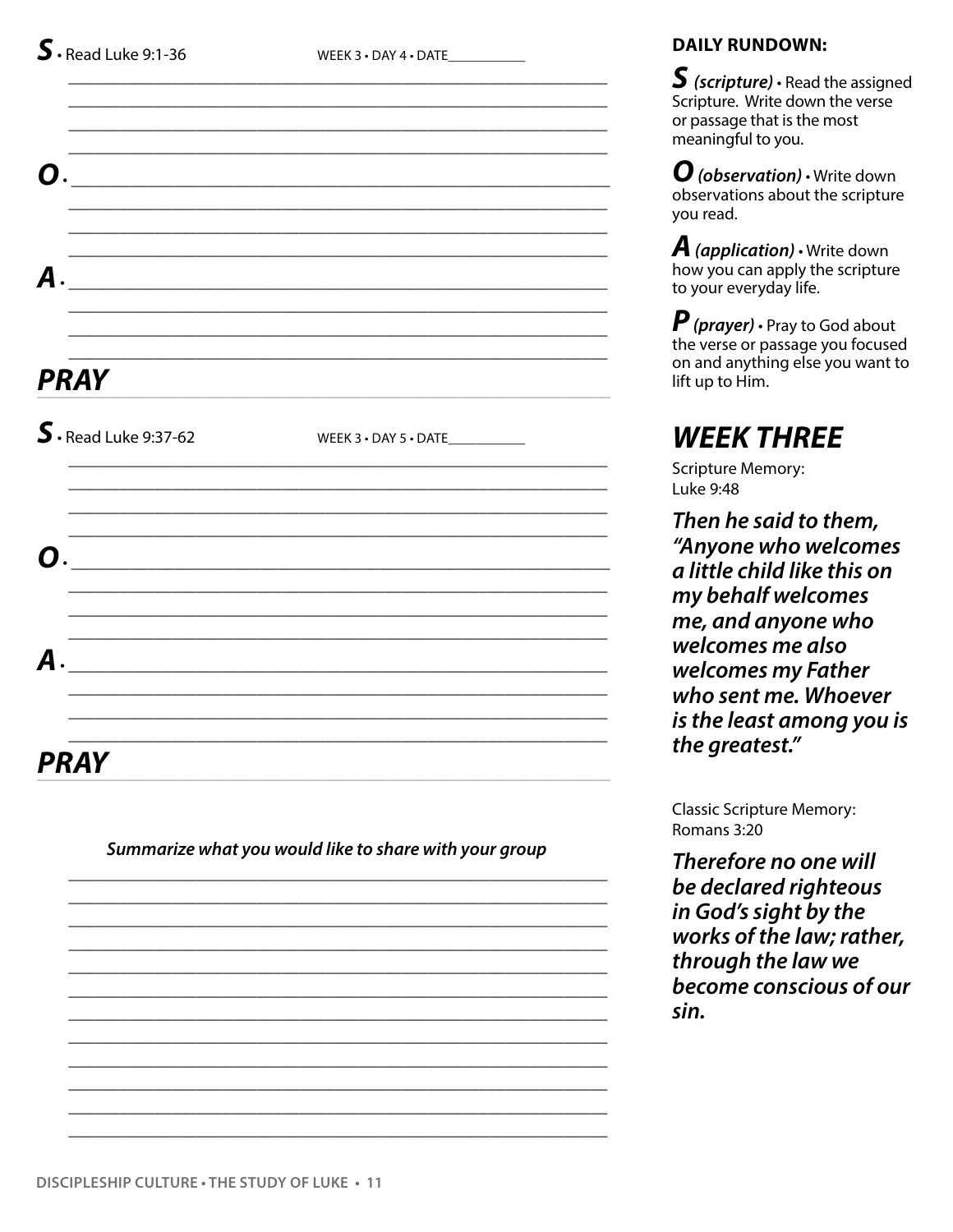**S** • Read Luke 9:1-36 WEEK 3 • DAY 4 • DATE__________

**O** •

**A** •

## PRAY

**S** • Read Luke 9:37-62 WEEK 3 • DAY 5 • DATE__________

**O** •

**A** •

## PRAY

***Summarize what you would like to share with your group***

**DAILY RUNDOWN:**

***S*** ***(scripture)*** • Read the assigned Scripture. Write down the verse or passage that is the most meaningful to you.

***O*** ***(observation)*** • Write down observations about the scripture you read.

***A*** ***(application)*** • Write down how you can apply the scripture to your everyday life.

***P*** ***(prayer)*** • Pray to God about the verse or passage you focused on and anything else you want to lift up to Him.

## *WEEK THREE*

Scripture Memory:
Luke 9:48

***Then he said to them, "Anyone who welcomes a little child like this on my behalf welcomes me, and anyone who welcomes me also welcomes my Father who sent me. Whoever is the least among you is the greatest."***

Classic Scripture Memory:
Romans 3:20

***Therefore no one will be declared righteous in God's sight by the works of the law; rather, through the law we become conscious of our sin.***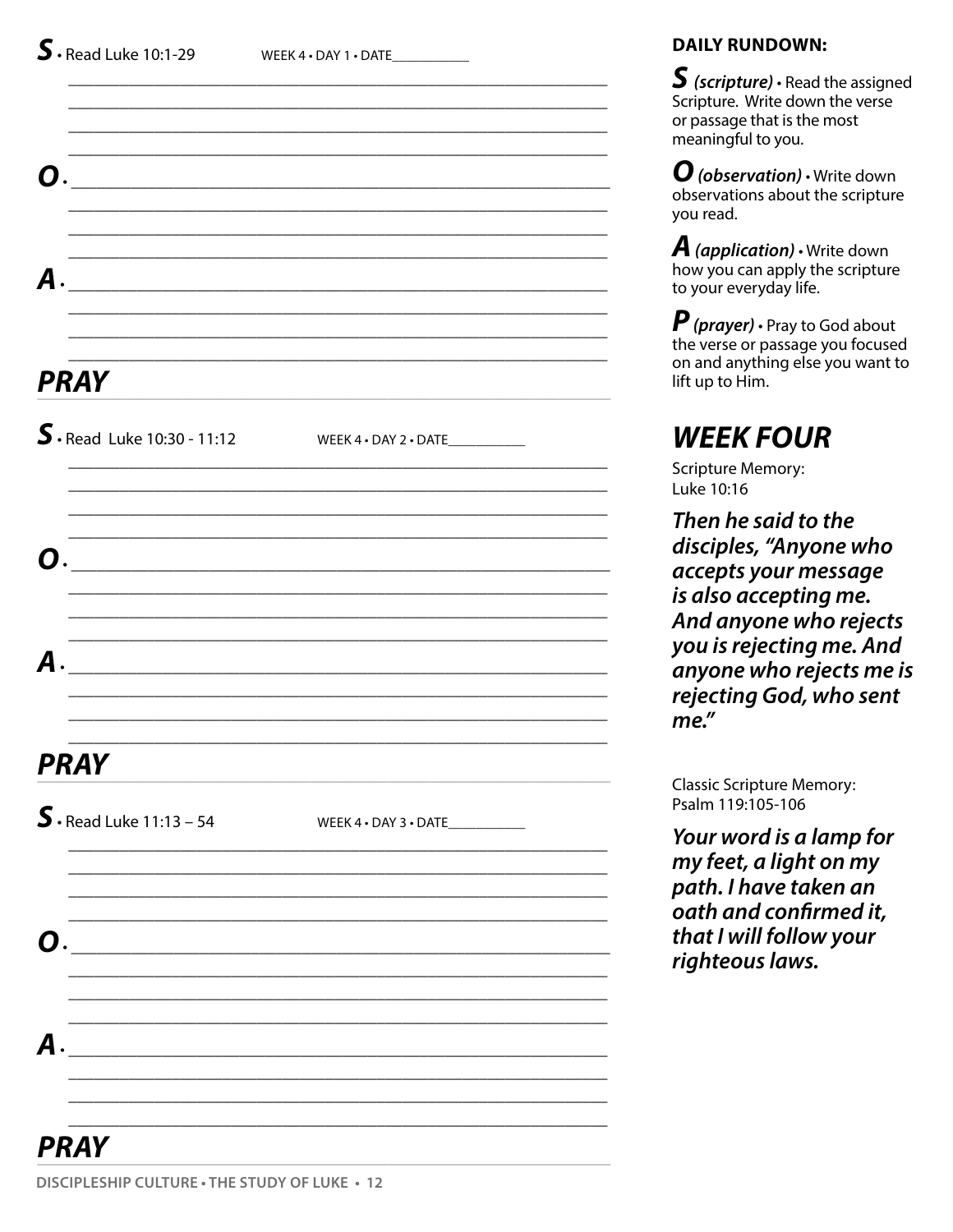**S** • Read Luke 10:1-29 WEEK 4 • DAY 1 • DATE__________

______________________________________________________________
______________________________________________________________
______________________________________________________________
______________________________________________________________

**O** • ______________________________________________________________
______________________________________________________________
______________________________________________________________
______________________________________________________________

**A** • ______________________________________________________________
______________________________________________________________
______________________________________________________________
______________________________________________________________

## PRAY

**S** • Read Luke 10:30 - 11:12 WEEK 4 • DAY 2 • DATE__________

______________________________________________________________
______________________________________________________________
______________________________________________________________
______________________________________________________________

**O** • ______________________________________________________________
______________________________________________________________
______________________________________________________________
______________________________________________________________

**A** • ______________________________________________________________
______________________________________________________________
______________________________________________________________
______________________________________________________________

## PRAY

**S** • Read Luke 11:13 – 54 WEEK 4 • DAY 3 • DATE__________

______________________________________________________________
______________________________________________________________
______________________________________________________________
______________________________________________________________

**O** • ______________________________________________________________
______________________________________________________________
______________________________________________________________
______________________________________________________________

**A** • ______________________________________________________________
______________________________________________________________
______________________________________________________________
______________________________________________________________

## PRAY

**DAILY RUNDOWN:**

**S** ***(scripture)*** • Read the assigned Scripture. Write down the verse or passage that is the most meaningful to you.

**O** ***(observation)*** • Write down observations about the scripture you read.

**A** ***(application)*** • Write down how you can apply the scripture to your everyday life.

**P** ***(prayer)*** • Pray to God about the verse or passage you focused on and anything else you want to lift up to Him.

## WEEK FOUR

Scripture Memory:
Luke 10:16

***Then he said to the disciples, "Anyone who accepts your message is also accepting me. And anyone who rejects you is rejecting me. And anyone who rejects me is rejecting God, who sent me."***

Classic Scripture Memory:
Psalm 119:105-106

***Your word is a lamp for my feet, a light on my path. I have taken an oath and confirmed it, that I will follow your righteous laws.***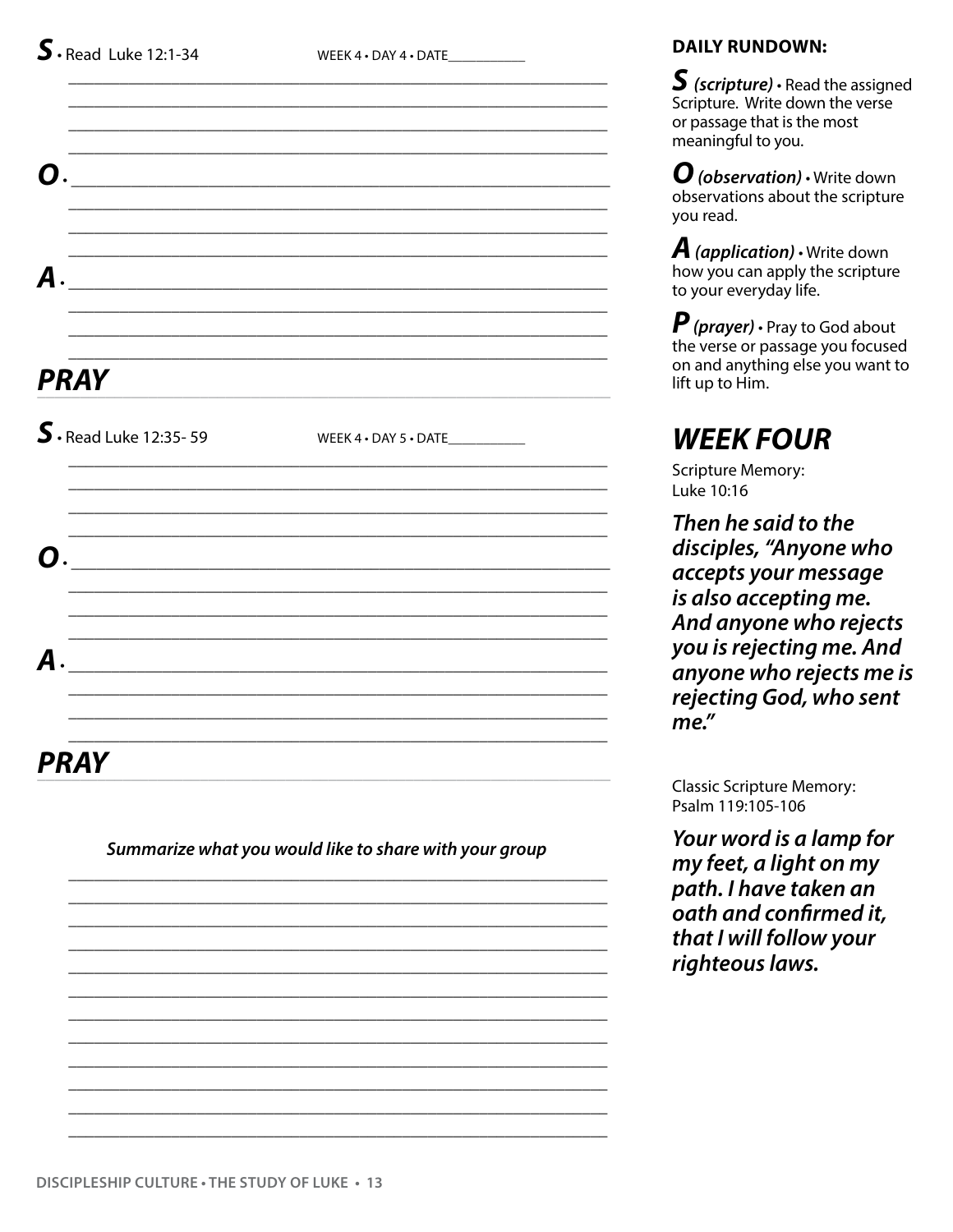**S** • Read Luke 12:1-34 WEEK 4 • DAY 4 • DATE__________

**O** •

**A** •

## PRAY

**S** • Read Luke 12:35- 59 WEEK 4 • DAY 5 • DATE__________

**O** •

**A** •

## PRAY

***Summarize what you would like to share with your group***

**DAILY RUNDOWN:**

***S*** ***(scripture)*** • Read the assigned Scripture. Write down the verse or passage that is the most meaningful to you.

***O*** ***(observation)*** • Write down observations about the scripture you read.

***A*** ***(application)*** • Write down how you can apply the scripture to your everyday life.

***P*** ***(prayer)*** • Pray to God about the verse or passage you focused on and anything else you want to lift up to Him.

## *WEEK FOUR*

Scripture Memory:
Luke 10:16

***Then he said to the disciples, "Anyone who accepts your message is also accepting me. And anyone who rejects you is rejecting me. And anyone who rejects me is rejecting God, who sent me."***

Classic Scripture Memory:
Psalm 119:105-106

***Your word is a lamp for my feet, a light on my path. I have taken an oath and confirmed it, that I will follow your righteous laws.***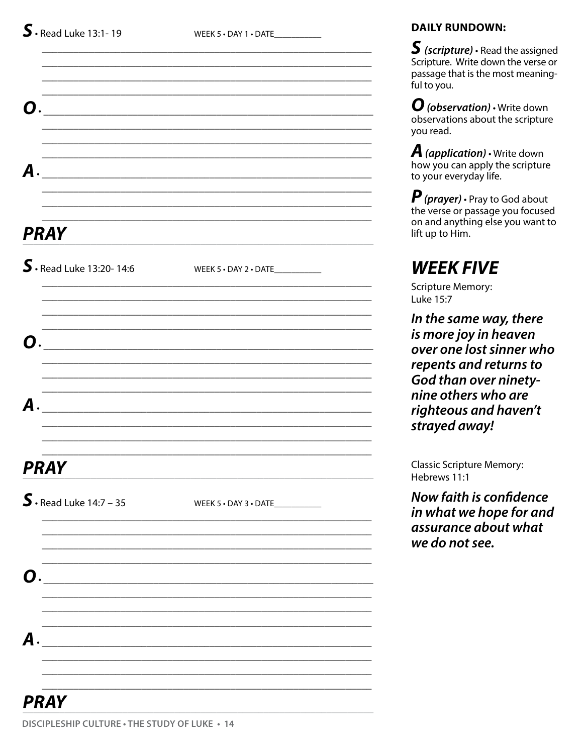**S** • Read Luke 13:1- 19 WEEK 5 • DAY 1 • DATE__________

**O** •

**A** •

## PRAY

**S** • Read Luke 13:20- 14:6 WEEK 5 • DAY 2 • DATE__________

**O** •

**A** •

## PRAY

**S** • Read Luke 14:7 – 35 WEEK 5 • DAY 3 • DATE__________

**O** •

**A** •

## PRAY

**DAILY RUNDOWN:**

***S*** ***(scripture)*** • Read the assigned Scripture. Write down the verse or passage that is the most meaningful to you.

***O*** ***(observation)*** • Write down observations about the scripture you read.

***A*** ***(application)*** • Write down how you can apply the scripture to your everyday life.

***P*** ***(prayer)*** • Pray to God about the verse or passage you focused on and anything else you want to lift up to Him.

## *WEEK FIVE*

Scripture Memory:
Luke 15:7

***In the same way, there is more joy in heaven over one lost sinner who repents and returns to God than over ninety-nine others who are righteous and haven't strayed away!***

Classic Scripture Memory:
Hebrews 11:1

***Now faith is confidence in what we hope for and assurance about what we do not see.***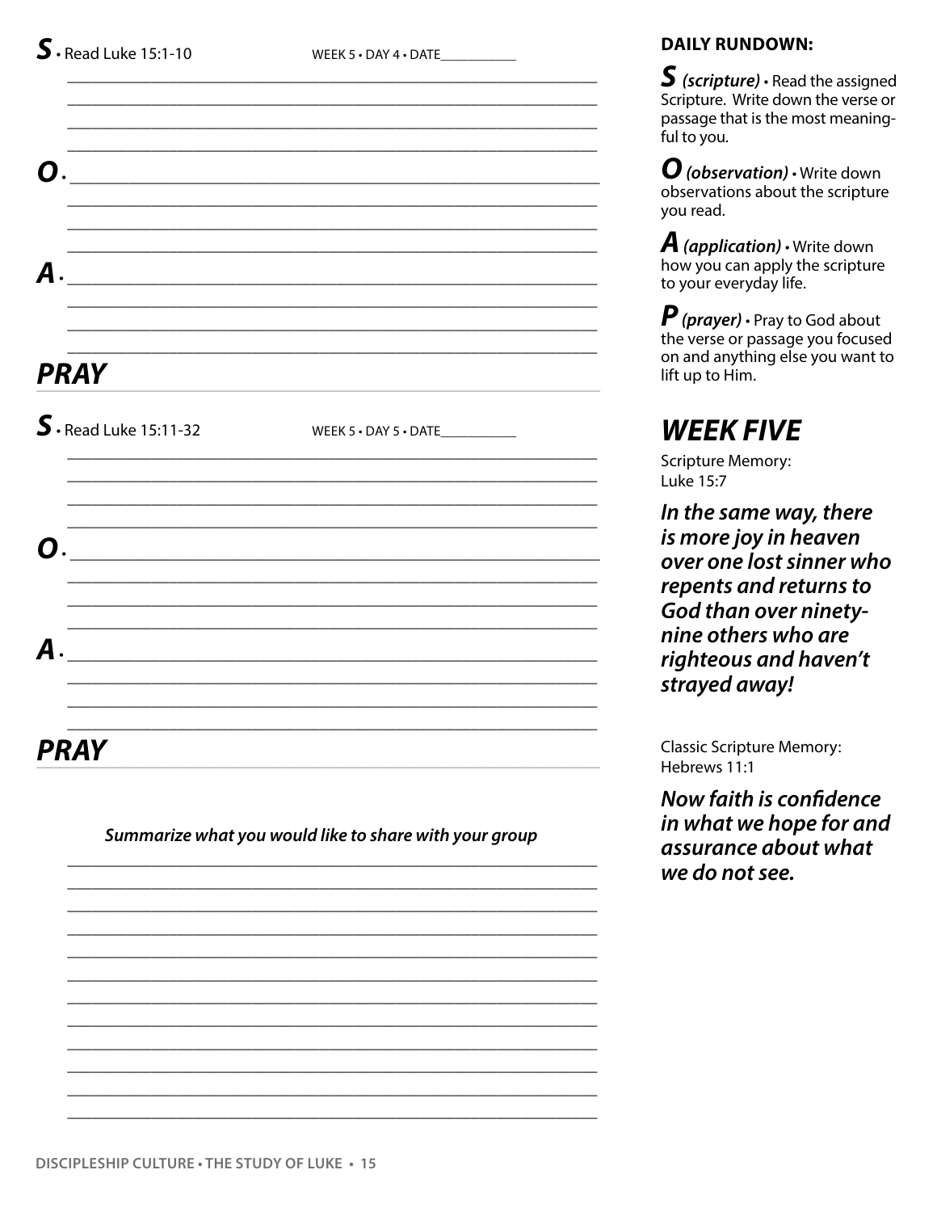**S** • Read Luke 15:1-10 WEEK 5 • DAY 4 • DATE___________

**O** •

**A** •

## PRAY

**S** • Read Luke 15:11-32 WEEK 5 • DAY 5 • DATE___________

**O** •

**A** •

## PRAY

***Summarize what you would like to share with your group***

**DAILY RUNDOWN:**

**S** ***(scripture)*** • Read the assigned Scripture. Write down the verse or passage that is the most meaningful to you.

**O** ***(observation)*** • Write down observations about the scripture you read.

**A** ***(application)*** • Write down how you can apply the scripture to your everyday life.

**P** ***(prayer)*** • Pray to God about the verse or passage you focused on and anything else you want to lift up to Him.

## WEEK FIVE

Scripture Memory:
Luke 15:7

***In the same way, there is more joy in heaven over one lost sinner who repents and returns to God than over ninety-nine others who are righteous and haven't strayed away!***

Classic Scripture Memory:
Hebrews 11:1

***Now faith is confidence in what we hope for and assurance about what we do not see.***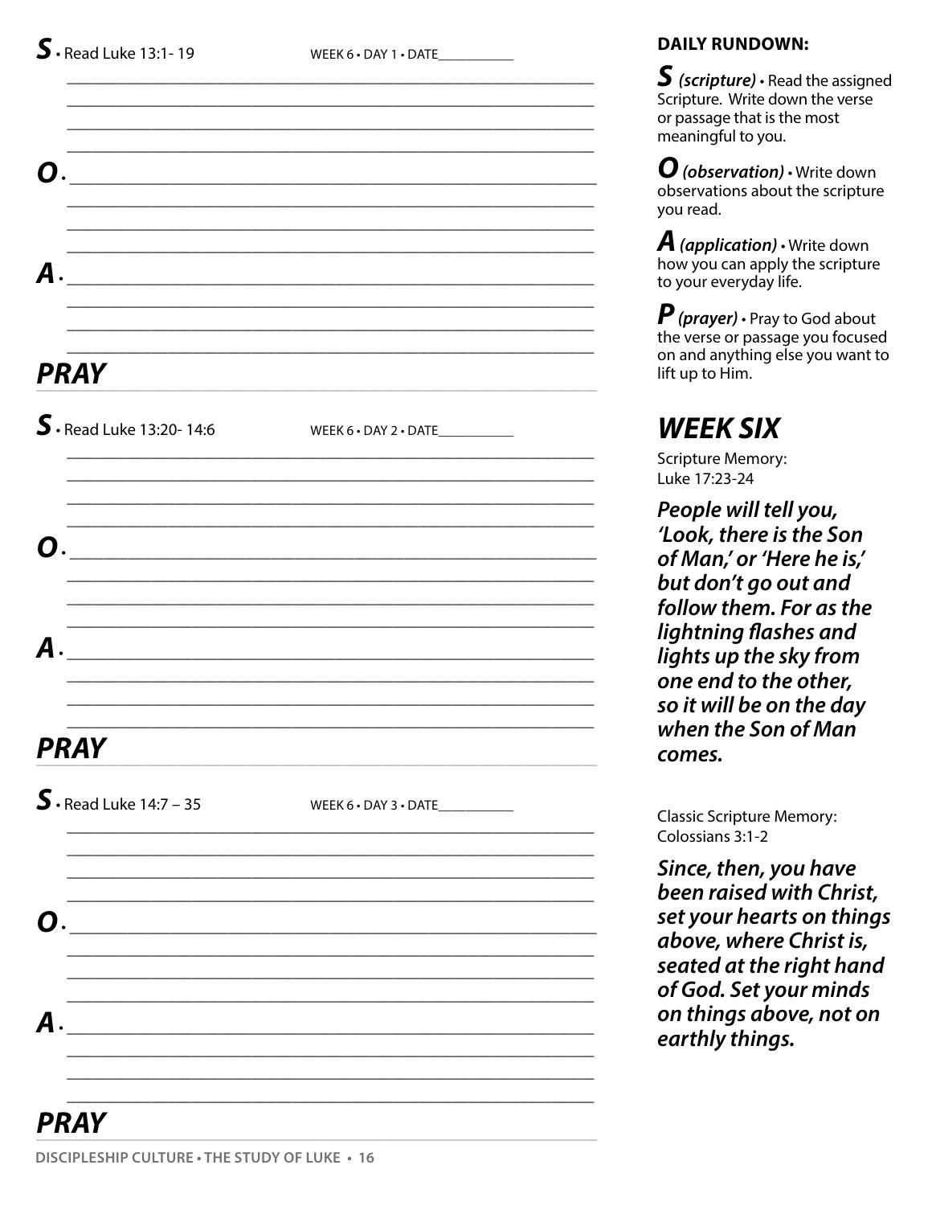**S** • Read Luke 13:1- 19 WEEK 6 • DAY 1 • DATE___________

**O** •

**A** •

## PRAY

**S** • Read Luke 13:20- 14:6 WEEK 6 • DAY 2 • DATE___________

**O** •

**A** •

## PRAY

**S** • Read Luke 14:7 – 35 WEEK 6 • DAY 3 • DATE___________

**O** •

**A** •

## PRAY

**DAILY RUNDOWN:**

***S (scripture)*** • Read the assigned Scripture. Write down the verse or passage that is the most meaningful to you.

***O (observation)*** • Write down observations about the scripture you read.

***A (application)*** • Write down how you can apply the scripture to your everyday life.

***P (prayer)*** • Pray to God about the verse or passage you focused on and anything else you want to lift up to Him.

## WEEK SIX

Scripture Memory:
Luke 17:23-24

***People will tell you, 'Look, there is the Son of Man,' or 'Here he is,' but don't go out and follow them. For as the lightning flashes and lights up the sky from one end to the other, so it will be on the day when the Son of Man comes.***

Classic Scripture Memory:
Colossians 3:1-2

***Since, then, you have been raised with Christ, set your hearts on things above, where Christ is, seated at the right hand of God. Set your minds on things above, not on earthly things.***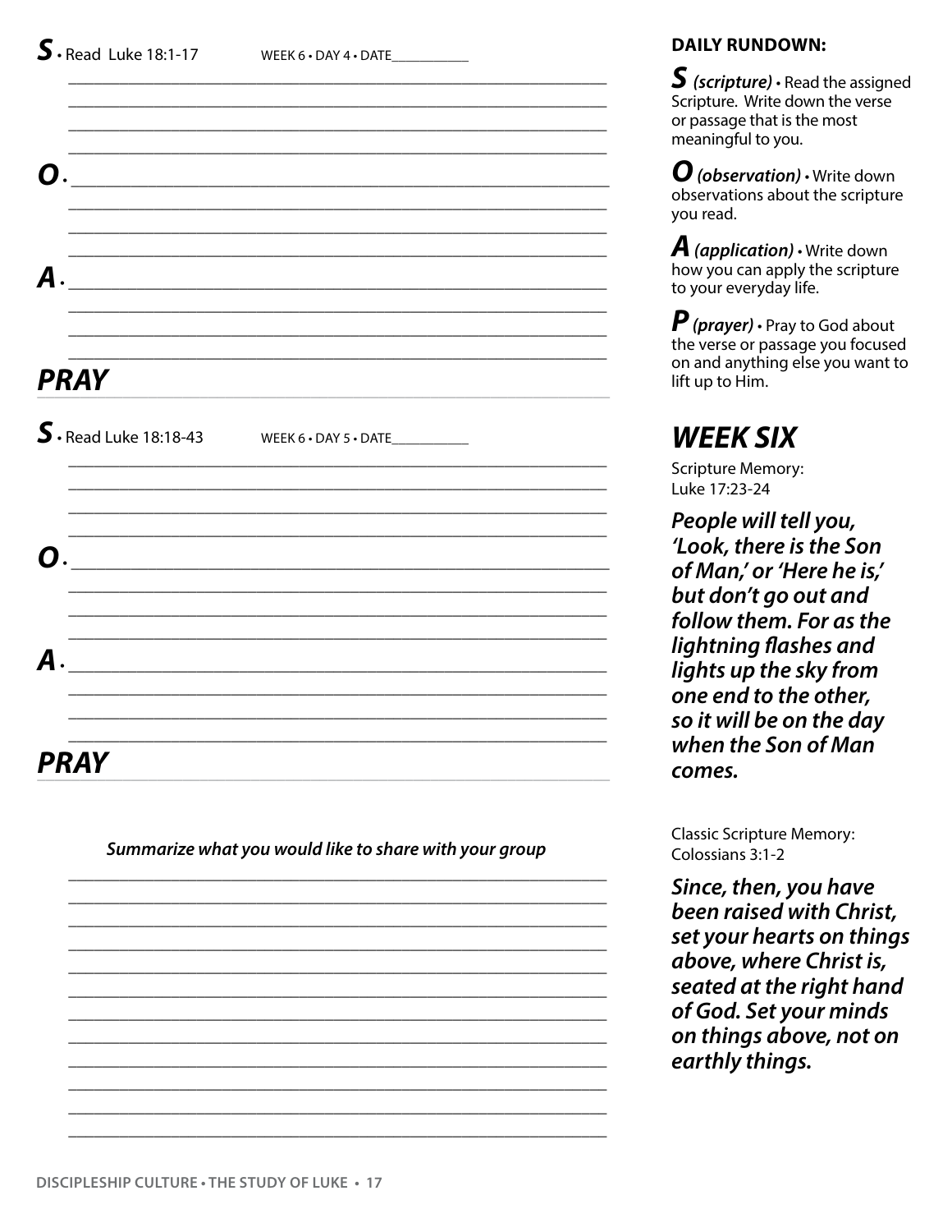**S** • Read Luke 18:1-17 WEEK 6 • DAY 4 • DATE___________

**O** •

**A** •

## PRAY

**S** • Read Luke 18:18-43 WEEK 6 • DAY 5 • DATE___________

**O** •

**A** •

## PRAY

***Summarize what you would like to share with your group***

**DAILY RUNDOWN:**

***S (scripture)*** • Read the assigned Scripture. Write down the verse or passage that is the most meaningful to you.

***O (observation)*** • Write down observations about the scripture you read.

***A (application)*** • Write down how you can apply the scripture to your everyday life.

***P (prayer)*** • Pray to God about the verse or passage you focused on and anything else you want to lift up to Him.

## *WEEK SIX*

Scripture Memory:
Luke 17:23-24

***People will tell you, 'Look, there is the Son of Man,' or 'Here he is,' but don't go out and follow them. For as the lightning flashes and lights up the sky from one end to the other, so it will be on the day when the Son of Man comes.***

Classic Scripture Memory:
Colossians 3:1-2

***Since, then, you have been raised with Christ, set your hearts on things above, where Christ is, seated at the right hand of God. Set your minds on things above, not on earthly things.***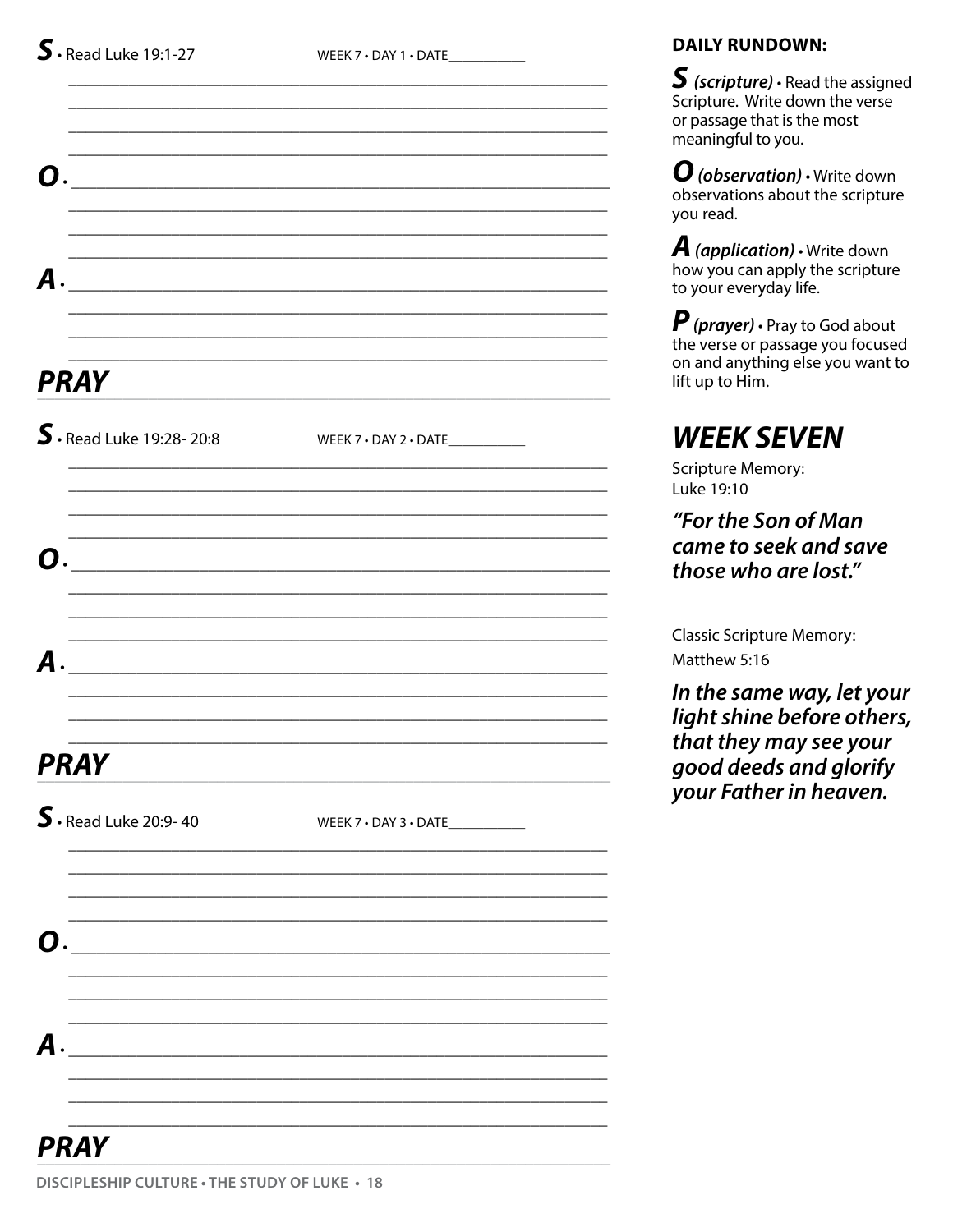**S** • Read Luke 19:1-27 WEEK 7 • DAY 1 • DATE__________

**O** •

**A** •

## PRAY

**S** • Read Luke 19:28- 20:8 WEEK 7 • DAY 2 • DATE__________

**O** •

**A** •

## PRAY

**S** • Read Luke 20:9- 40 WEEK 7 • DAY 3 • DATE__________

**O** •

**A** •

## PRAY

**DAILY RUNDOWN:**

***S*** ***(scripture)*** • Read the assigned Scripture. Write down the verse or passage that is the most meaningful to you.

***O*** ***(observation)*** • Write down observations about the scripture you read.

***A*** ***(application)*** • Write down how you can apply the scripture to your everyday life.

***P*** ***(prayer)*** • Pray to God about the verse or passage you focused on and anything else you want to lift up to Him.

## WEEK SEVEN

Scripture Memory:
Luke 19:10

***"For the Son of Man came to seek and save those who are lost."***

Classic Scripture Memory:
Matthew 5:16

***In the same way, let your light shine before others, that they may see your good deeds and glorify your Father in heaven.***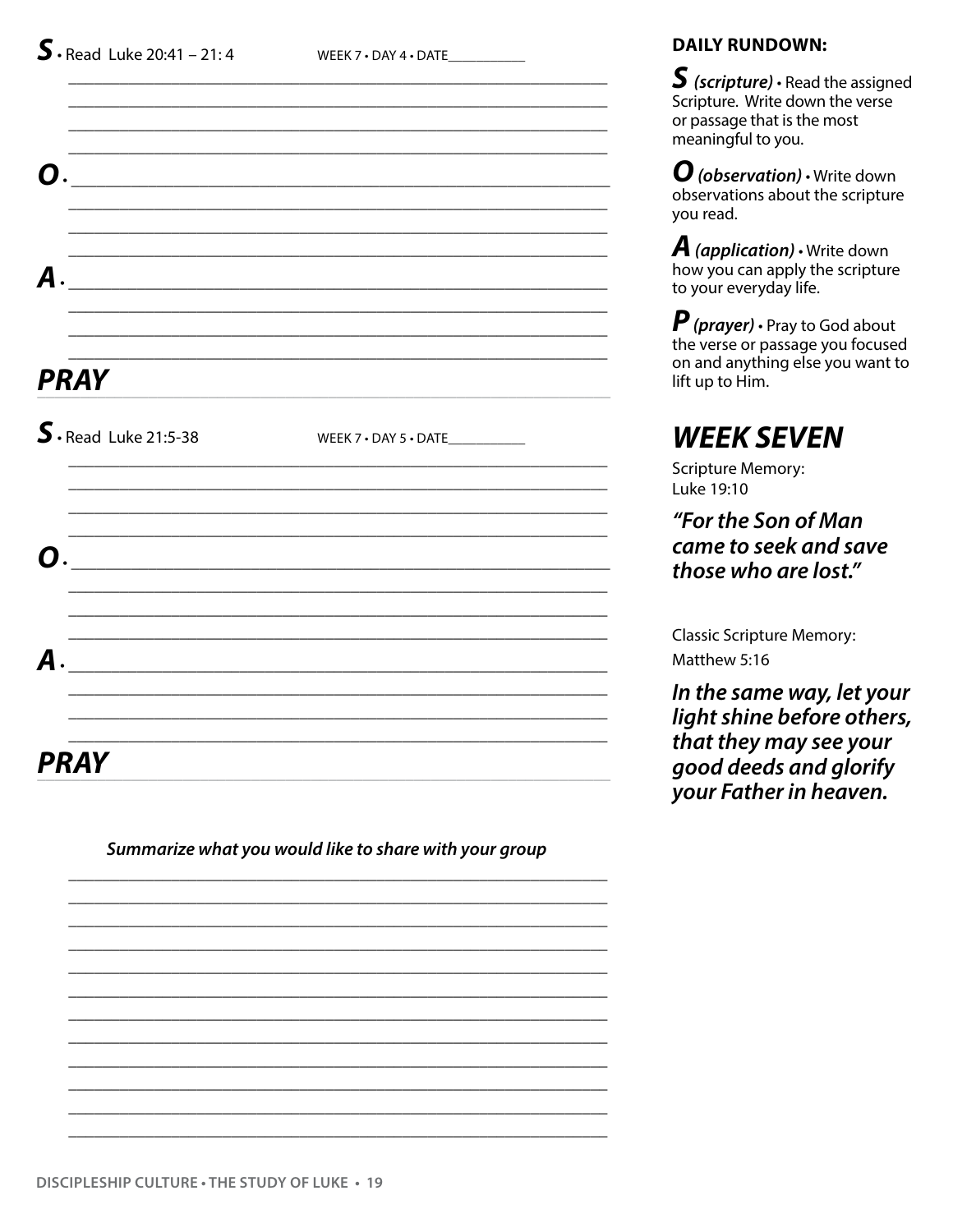**S** • Read Luke 20:41 – 21: 4 WEEK 7 • DAY 4 • DATE__________

**O** •

**A** •

## PRAY

**S** • Read Luke 21:5-38 WEEK 7 • DAY 5 • DATE__________

**O** •

**A** •

## PRAY

***Summarize what you would like to share with your group***

**DAILY RUNDOWN:**

**S** ***(scripture)*** • Read the assigned Scripture. Write down the verse or passage that is the most meaningful to you.

**O** ***(observation)*** • Write down observations about the scripture you read.

**A** ***(application)*** • Write down how you can apply the scripture to your everyday life.

**P** ***(prayer)*** • Pray to God about the verse or passage you focused on and anything else you want to lift up to Him.

## *WEEK SEVEN*

Scripture Memory:
Luke 19:10

***"For the Son of Man came to seek and save those who are lost."***

Classic Scripture Memory:
Matthew 5:16

***In the same way, let your light shine before others, that they may see your good deeds and glorify your Father in heaven.***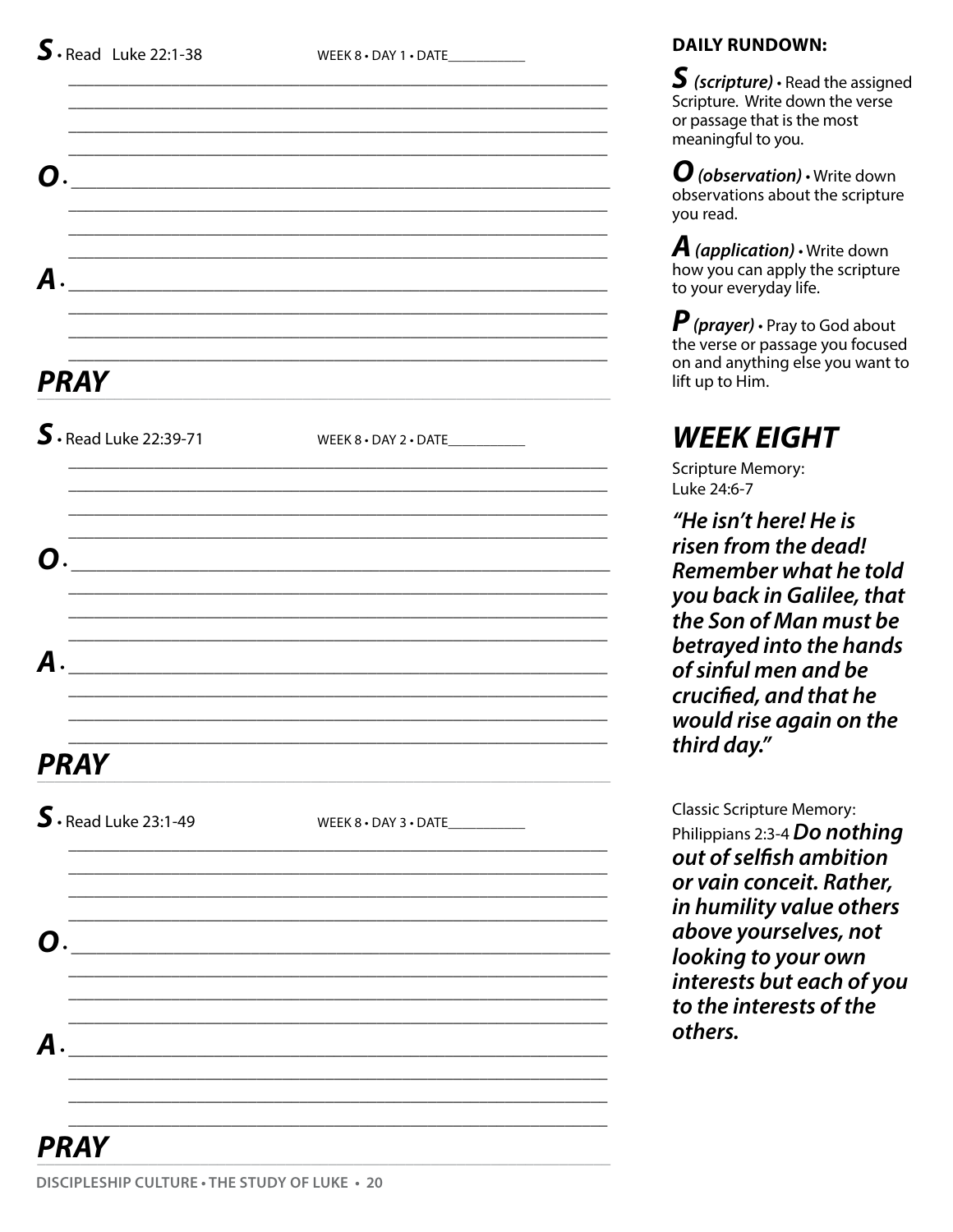**S** • Read Luke 22:1-38 WEEK 8 • DAY 1 • DATE__________

**O** •

**A** •

## PRAY

**S** • Read Luke 22:39-71 WEEK 8 • DAY 2 • DATE__________

**O** •

**A** •

## PRAY

**S** • Read Luke 23:1-49 WEEK 8 • DAY 3 • DATE__________

**O** •

**A** •

## PRAY

**DAILY RUNDOWN:**

***S*** ***(scripture)*** • Read the assigned Scripture. Write down the verse or passage that is the most meaningful to you.

***O*** ***(observation)*** • Write down observations about the scripture you read.

***A*** ***(application)*** • Write down how you can apply the scripture to your everyday life.

***P*** ***(prayer)*** • Pray to God about the verse or passage you focused on and anything else you want to lift up to Him.

## WEEK EIGHT

Scripture Memory:
Luke 24:6-7

***"He isn't here! He is risen from the dead! Remember what he told you back in Galilee, that the Son of Man must be betrayed into the hands of sinful men and be crucified, and that he would rise again on the third day."***

Classic Scripture Memory:
Philippians 2:3-4 ***Do nothing out of selfish ambition or vain conceit. Rather, in humility value others above yourselves, not looking to your own interests but each of you to the interests of the others.***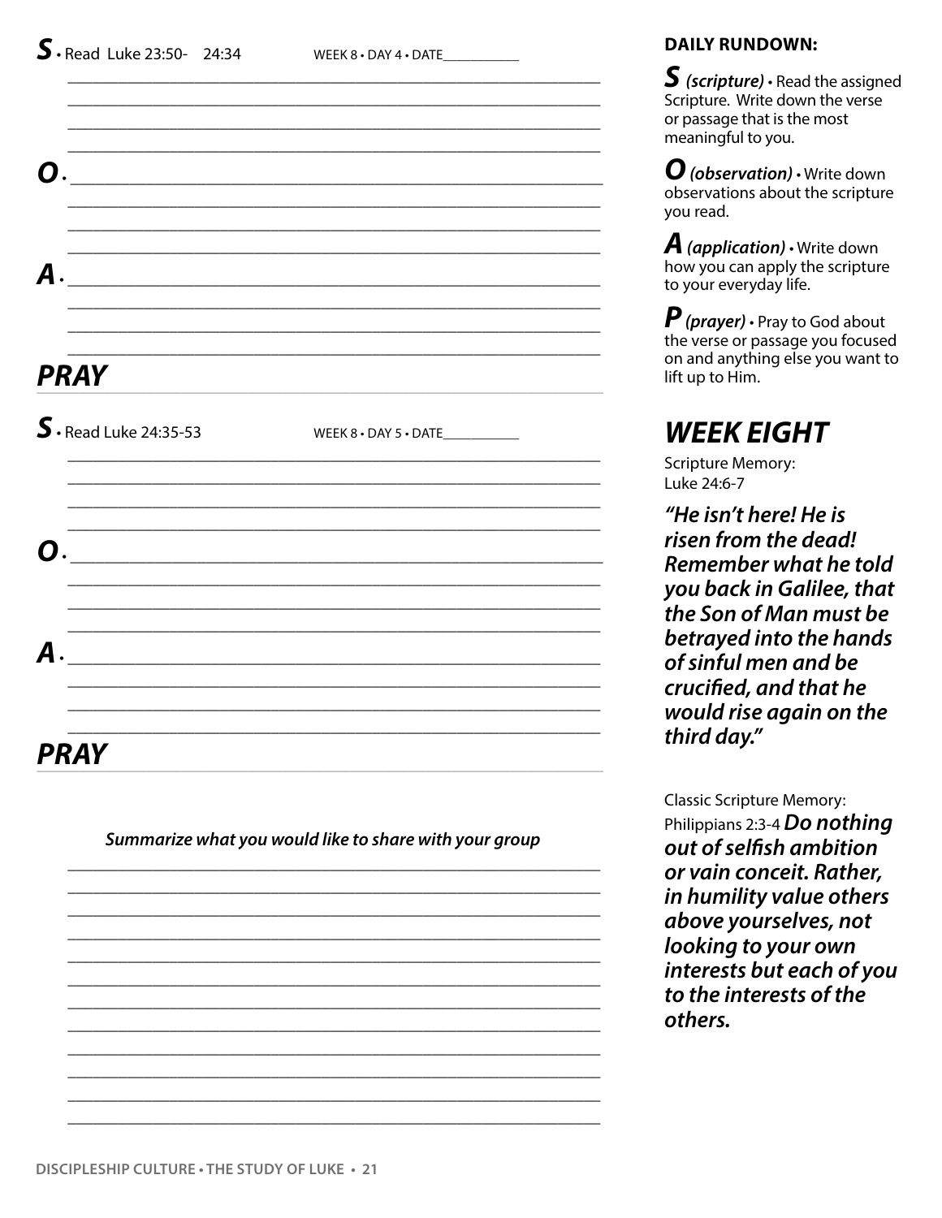**S** • Read Luke 23:50- 24:34 WEEK 8 • DAY 4 • DATE__________

**O** •

**A** •

## PRAY

**S** • Read Luke 24:35-53 WEEK 8 • DAY 5 • DATE__________

**O** •

**A** •

## PRAY

***Summarize what you would like to share with your group***

**DAILY RUNDOWN:**

***S*** ***(scripture)*** • Read the assigned Scripture. Write down the verse or passage that is the most meaningful to you.

***O*** ***(observation)*** • Write down observations about the scripture you read.

***A*** ***(application)*** • Write down how you can apply the scripture to your everyday life.

***P*** ***(prayer)*** • Pray to God about the verse or passage you focused on and anything else you want to lift up to Him.

## *WEEK EIGHT*

Scripture Memory:
Luke 24:6-7

***"He isn't here! He is risen from the dead! Remember what he told you back in Galilee, that the Son of Man must be betrayed into the hands of sinful men and be crucified, and that he would rise again on the third day."***

Classic Scripture Memory:
Philippians 2:3-4 ***Do nothing out of selfish ambition or vain conceit. Rather, in humility value others above yourselves, not looking to your own interests but each of you to the interests of the others.***